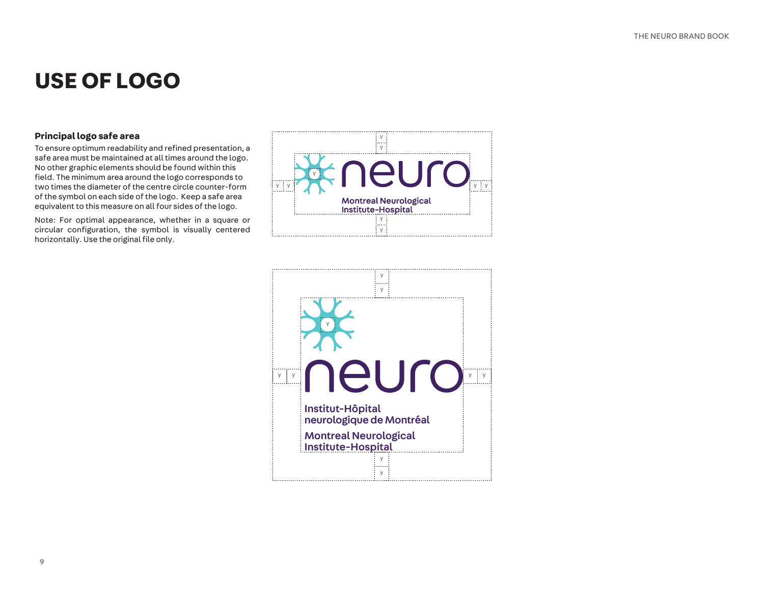# USE OF LOGO

### Principal logo safe area

To ensure optimum readability and refined presentation, a safe area must be maintained at all times around the logo. No other graphic elements should be found within this field. The minimum area around the logo corresponds to two times the diameter of the centre circle counter-form of the symbol on each side of the logo. Keep a safe area equivalent to this measure on all four sides of the logo.

Note: For optimal appearance, whether in a square or circular configuration, the symbol is visually centered horizontally. Use the original file only.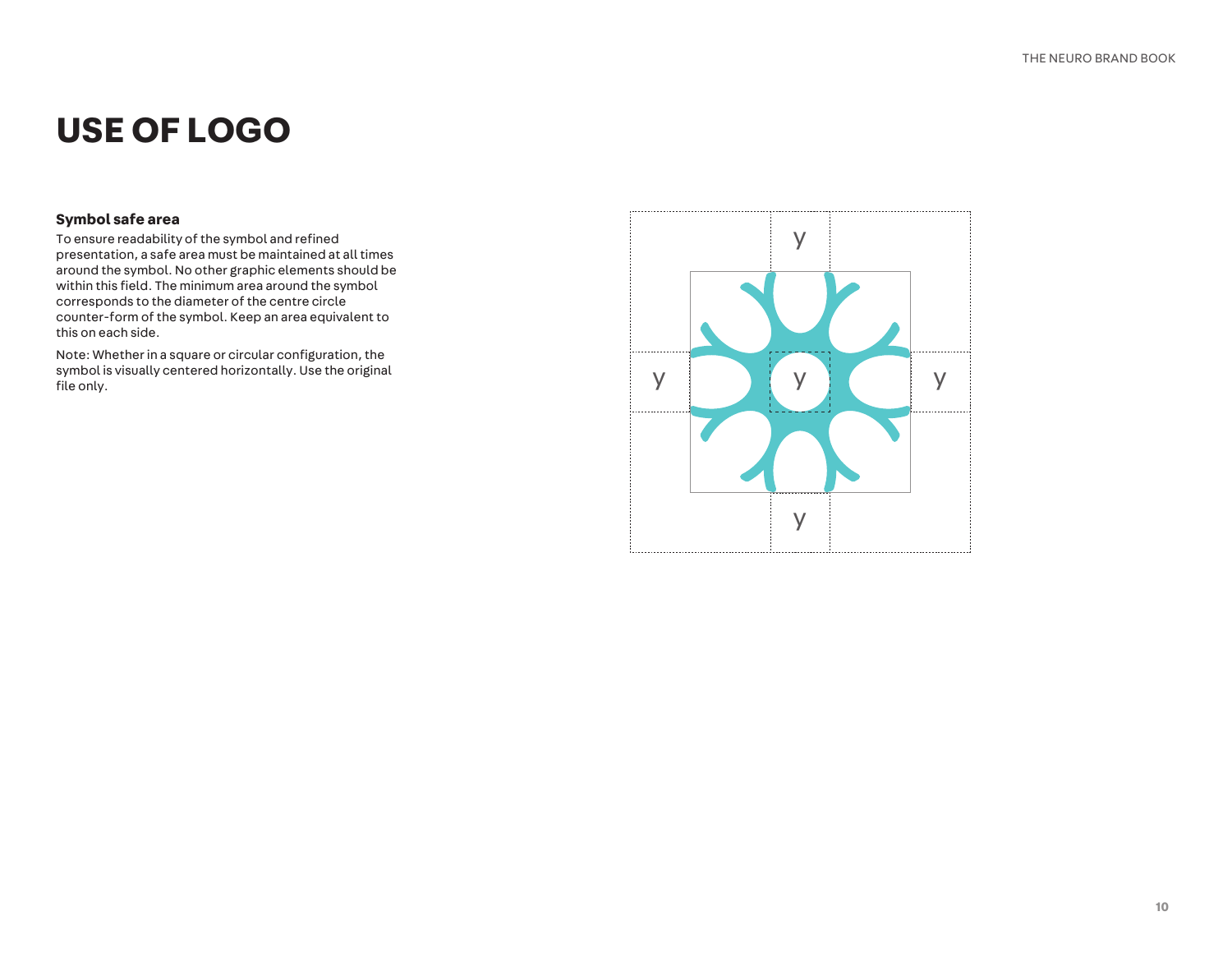# USE OF LOGO

### Symbol safe area

To ensure readability of the symbol and refined presentation, a safe area must be maintained at all times around the symbol. No other graphic elements should be within this field. The minimum area around the symbol corresponds to the diameter of the centre circle counter-form of the symbol. Keep an area equivalent to this on each side.

Note: Whether in a square or circular configuration, the symbol is visually centered horizontally. Use the original file only.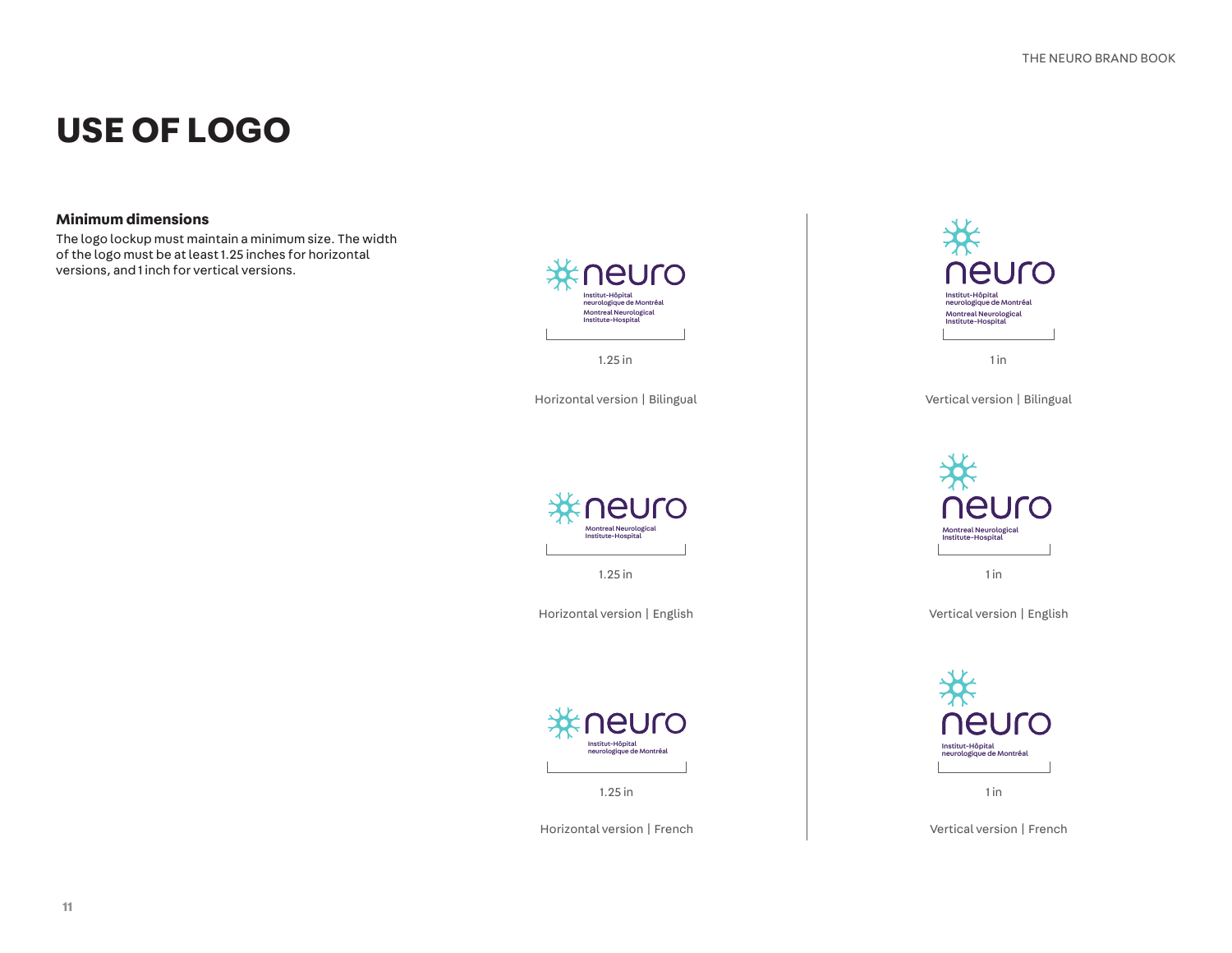# USE OF LOGO

### Minimum dimensions

The logo lockup must maintain a minimum size. The width of the logo must be at least 1.25 inches for horizontal versions, and 1 inch for vertical versions.

neuro
Institut-Hôpital neurologique de Montréal
Montreal Neurological Institute-Hospital

1.25 in

Horizontal version | Bilingual

neuro
Institut-Hôpital neurologique de Montréal
Montreal Neurological Institute-Hospital

1 in

Vertical version | Bilingual

neuro
Montreal Neurological Institute-Hospital

1.25 in

Horizontal version | English

neuro
Montreal Neurological Institute-Hospital

1 in

Vertical version | English

neuro
Institut-Hôpital neurologique de Montréal

1.25 in

Horizontal version | French

neuro
Institut-Hôpital neurologique de Montréal

1 in

Vertical version | French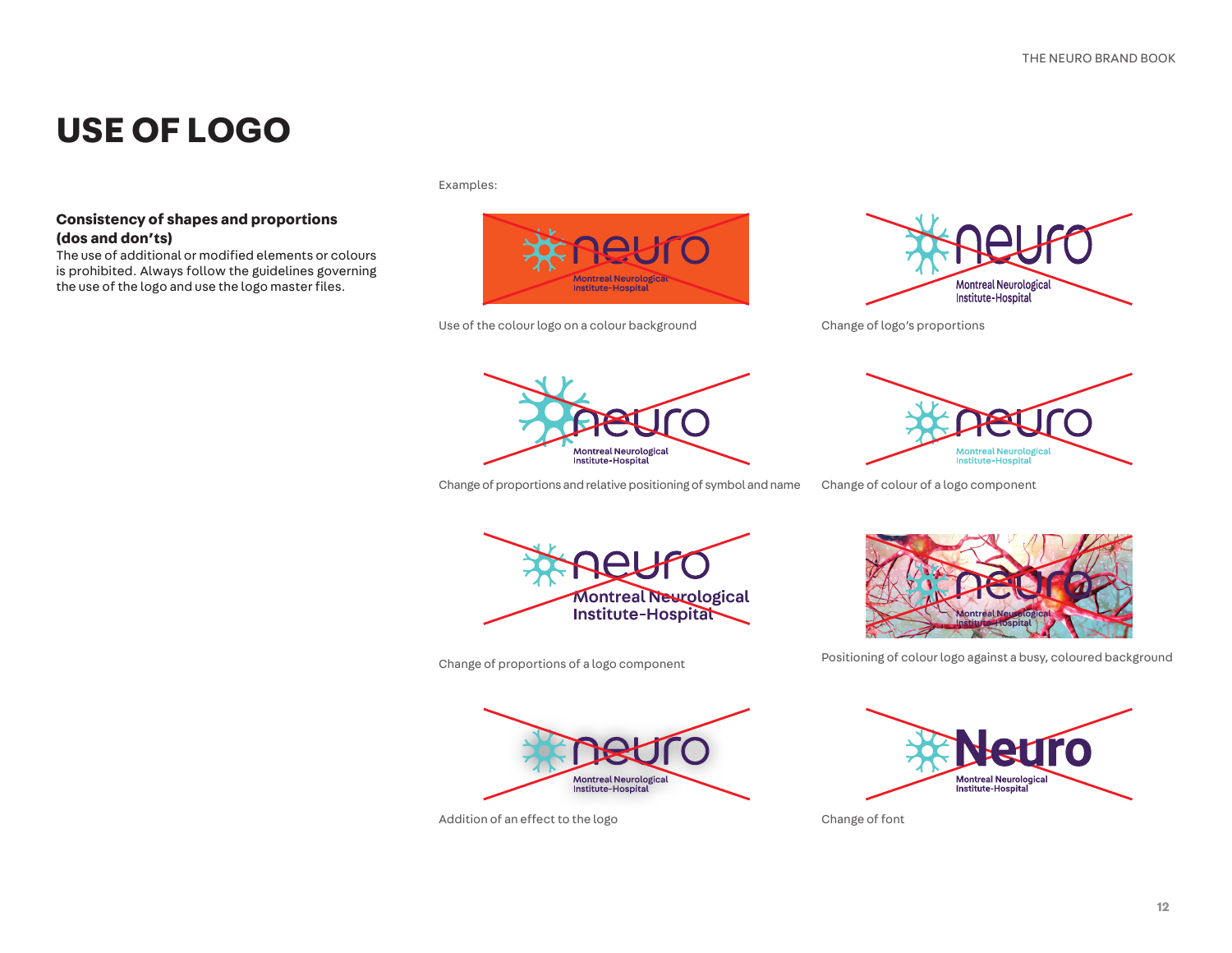# USE OF LOGO

**Consistency of shapes and proportions (dos and don'ts)**

The use of additional or modified elements or colours is prohibited. Always follow the guidelines governing the use of the logo and use the logo master files.

Examples:

Use of the colour logo on a colour background

Change of logo's proportions

Change of proportions and relative positioning of symbol and name

Change of colour of a logo component

Change of proportions of a logo component

Positioning of colour logo against a busy, coloured background

Addition of an effect to the logo

Change of font